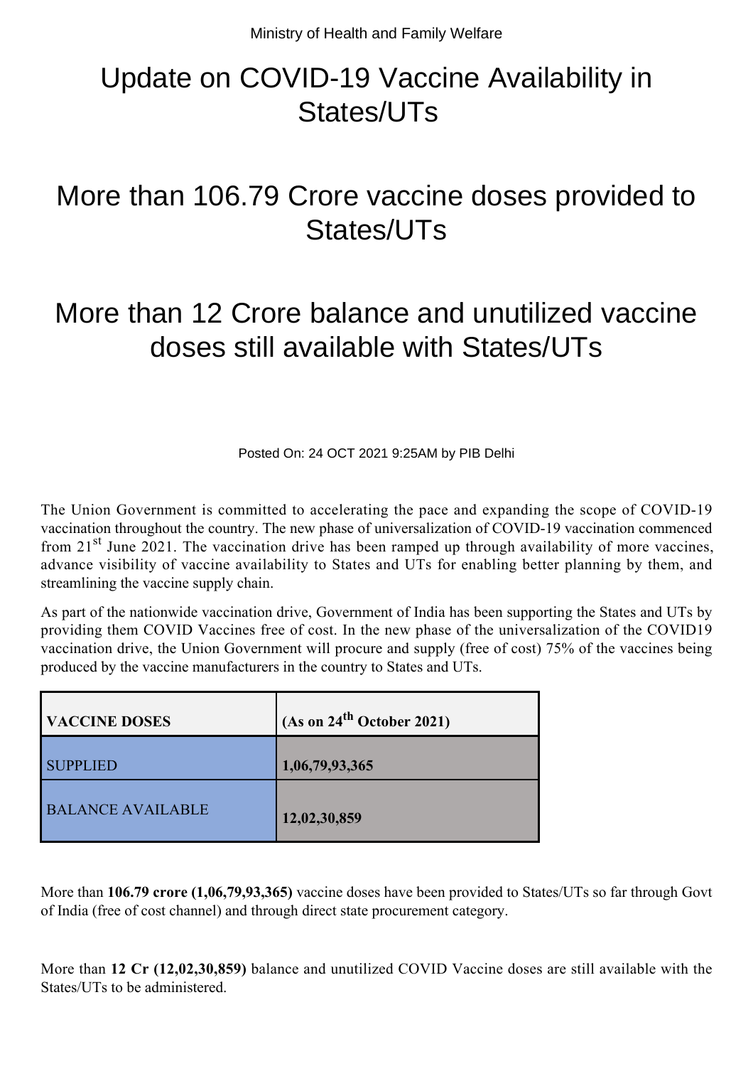Ministry of Health and Family Welfare

# Update on COVID-19 Vaccine Availability in States/UTs

## More than 106.79 Crore vaccine doses provided to States/UTs

## More than 12 Crore balance and unutilized vaccine doses still available with States/UTs

Posted On: 24 OCT 2021 9:25AM by PIB Delhi

The Union Government is committed to accelerating the pace and expanding the scope of COVID-19 vaccination throughout the country. The new phase of universalization of COVID-19 vaccination commenced from 21st June 2021. The vaccination drive has been ramped up through availability of more vaccines, advance visibility of vaccine availability to States and UTs for enabling better planning by them, and streamlining the vaccine supply chain.

As part of the nationwide vaccination drive, Government of India has been supporting the States and UTs by providing them COVID Vaccines free of cost. In the new phase of the universalization of the COVID19 vaccination drive, the Union Government will procure and supply (free of cost) 75% of the vaccines being produced by the vaccine manufacturers in the country to States and UTs.

| VACCINE DOSES | (As on 24th October 2021) |
|---|---|
| SUPPLIED | **1,06,79,93,365** |
| BALANCE AVAILABLE | **12,02,30,859** |

More than **106.79 crore (1,06,79,93,365)** vaccine doses have been provided to States/UTs so far through Govt of India (free of cost channel) and through direct state procurement category.

More than **12 Cr (12,02,30,859)** balance and unutilized COVID Vaccine doses are still available with the States/UTs to be administered.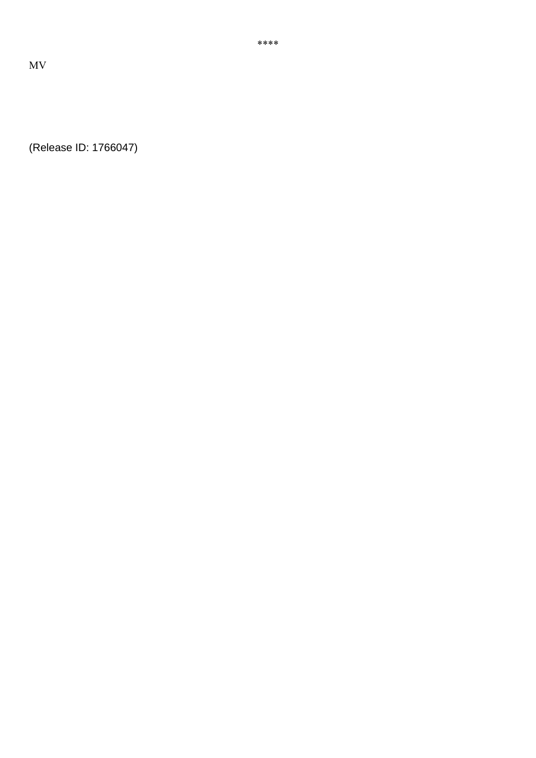****

MV

(Release ID: 1766047)